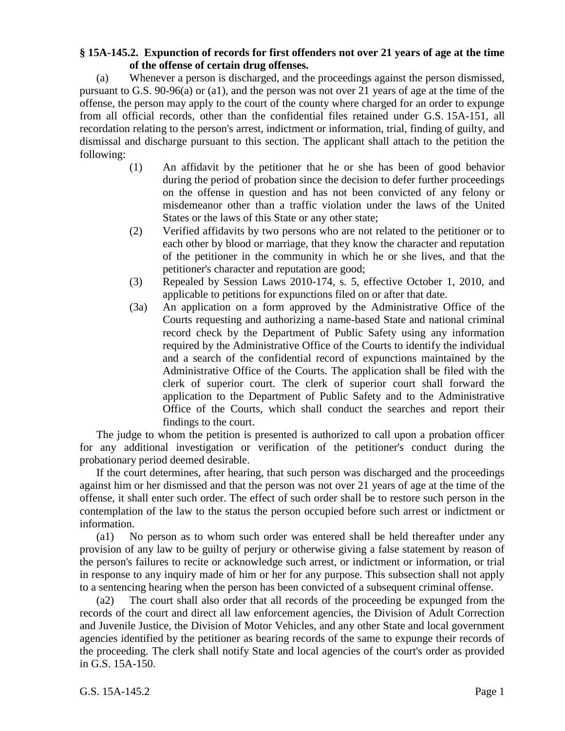## § 15A-145.2. Expunction of records for first offenders not over 21 years of age at the time of the offense of certain drug offenses.

(a) Whenever a person is discharged, and the proceedings against the person dismissed, pursuant to G.S. 90-96(a) or (a1), and the person was not over 21 years of age at the time of the offense, the person may apply to the court of the county where charged for an order to expunge from all official records, other than the confidential files retained under G.S. 15A-151, all recordation relating to the person's arrest, indictment or information, trial, finding of guilty, and dismissal and discharge pursuant to this section. The applicant shall attach to the petition the following:

- (1) An affidavit by the petitioner that he or she has been of good behavior during the period of probation since the decision to defer further proceedings on the offense in question and has not been convicted of any felony or misdemeanor other than a traffic violation under the laws of the United States or the laws of this State or any other state;
- (2) Verified affidavits by two persons who are not related to the petitioner or to each other by blood or marriage, that they know the character and reputation of the petitioner in the community in which he or she lives, and that the petitioner's character and reputation are good;
- (3) Repealed by Session Laws 2010-174, s. 5, effective October 1, 2010, and applicable to petitions for expunctions filed on or after that date.
- (3a) An application on a form approved by the Administrative Office of the Courts requesting and authorizing a name-based State and national criminal record check by the Department of Public Safety using any information required by the Administrative Office of the Courts to identify the individual and a search of the confidential record of expunctions maintained by the Administrative Office of the Courts. The application shall be filed with the clerk of superior court. The clerk of superior court shall forward the application to the Department of Public Safety and to the Administrative Office of the Courts, which shall conduct the searches and report their findings to the court.

The judge to whom the petition is presented is authorized to call upon a probation officer for any additional investigation or verification of the petitioner's conduct during the probationary period deemed desirable.

If the court determines, after hearing, that such person was discharged and the proceedings against him or her dismissed and that the person was not over 21 years of age at the time of the offense, it shall enter such order. The effect of such order shall be to restore such person in the contemplation of the law to the status the person occupied before such arrest or indictment or information.

(a1) No person as to whom such order was entered shall be held thereafter under any provision of any law to be guilty of perjury or otherwise giving a false statement by reason of the person's failures to recite or acknowledge such arrest, or indictment or information, or trial in response to any inquiry made of him or her for any purpose. This subsection shall not apply to a sentencing hearing when the person has been convicted of a subsequent criminal offense.

(a2) The court shall also order that all records of the proceeding be expunged from the records of the court and direct all law enforcement agencies, the Division of Adult Correction and Juvenile Justice, the Division of Motor Vehicles, and any other State and local government agencies identified by the petitioner as bearing records of the same to expunge their records of the proceeding. The clerk shall notify State and local agencies of the court's order as provided in G.S. 15A-150.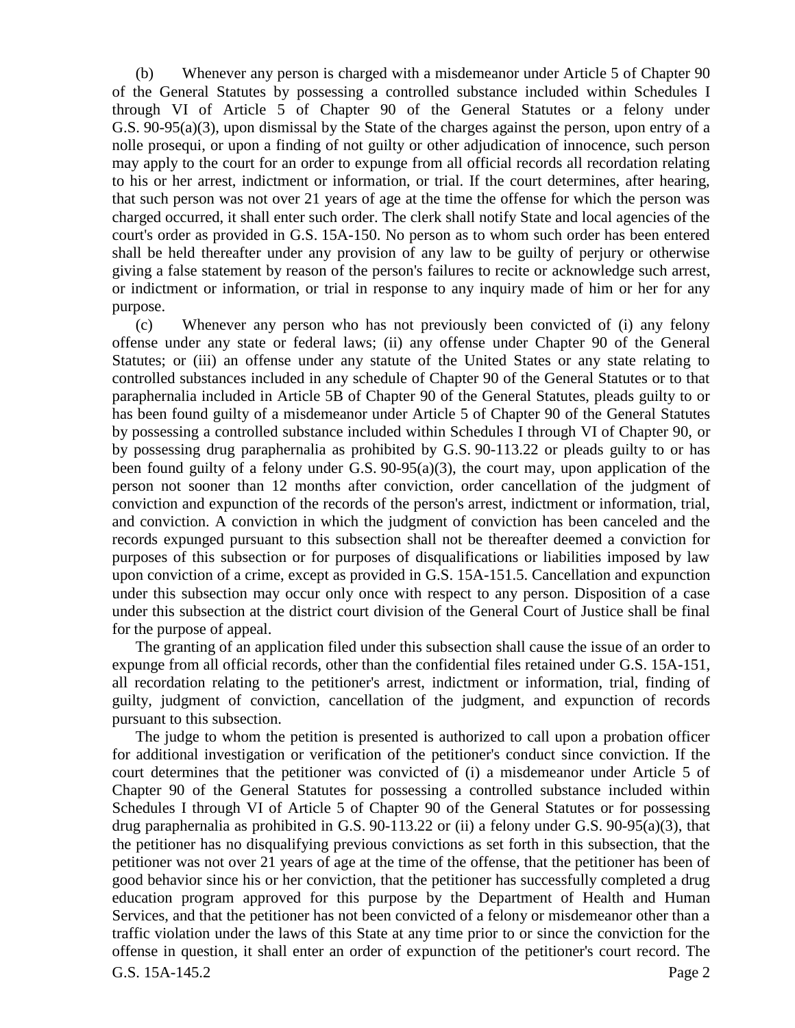(b) Whenever any person is charged with a misdemeanor under Article 5 of Chapter 90 of the General Statutes by possessing a controlled substance included within Schedules I through VI of Article 5 of Chapter 90 of the General Statutes or a felony under G.S. 90-95(a)(3), upon dismissal by the State of the charges against the person, upon entry of a nolle prosequi, or upon a finding of not guilty or other adjudication of innocence, such person may apply to the court for an order to expunge from all official records all recordation relating to his or her arrest, indictment or information, or trial. If the court determines, after hearing, that such person was not over 21 years of age at the time the offense for which the person was charged occurred, it shall enter such order. The clerk shall notify State and local agencies of the court's order as provided in G.S. 15A-150. No person as to whom such order has been entered shall be held thereafter under any provision of any law to be guilty of perjury or otherwise giving a false statement by reason of the person's failures to recite or acknowledge such arrest, or indictment or information, or trial in response to any inquiry made of him or her for any purpose.

(c) Whenever any person who has not previously been convicted of (i) any felony offense under any state or federal laws; (ii) any offense under Chapter 90 of the General Statutes; or (iii) an offense under any statute of the United States or any state relating to controlled substances included in any schedule of Chapter 90 of the General Statutes or to that paraphernalia included in Article 5B of Chapter 90 of the General Statutes, pleads guilty to or has been found guilty of a misdemeanor under Article 5 of Chapter 90 of the General Statutes by possessing a controlled substance included within Schedules I through VI of Chapter 90, or by possessing drug paraphernalia as prohibited by G.S. 90-113.22 or pleads guilty to or has been found guilty of a felony under G.S. 90-95(a)(3), the court may, upon application of the person not sooner than 12 months after conviction, order cancellation of the judgment of conviction and expunction of the records of the person's arrest, indictment or information, trial, and conviction. A conviction in which the judgment of conviction has been canceled and the records expunged pursuant to this subsection shall not be thereafter deemed a conviction for purposes of this subsection or for purposes of disqualifications or liabilities imposed by law upon conviction of a crime, except as provided in G.S. 15A-151.5. Cancellation and expunction under this subsection may occur only once with respect to any person. Disposition of a case under this subsection at the district court division of the General Court of Justice shall be final for the purpose of appeal.

The granting of an application filed under this subsection shall cause the issue of an order to expunge from all official records, other than the confidential files retained under G.S. 15A-151, all recordation relating to the petitioner's arrest, indictment or information, trial, finding of guilty, judgment of conviction, cancellation of the judgment, and expunction of records pursuant to this subsection.

The judge to whom the petition is presented is authorized to call upon a probation officer for additional investigation or verification of the petitioner's conduct since conviction. If the court determines that the petitioner was convicted of (i) a misdemeanor under Article 5 of Chapter 90 of the General Statutes for possessing a controlled substance included within Schedules I through VI of Article 5 of Chapter 90 of the General Statutes or for possessing drug paraphernalia as prohibited in G.S. 90-113.22 or (ii) a felony under G.S. 90-95(a)(3), that the petitioner has no disqualifying previous convictions as set forth in this subsection, that the petitioner was not over 21 years of age at the time of the offense, that the petitioner has been of good behavior since his or her conviction, that the petitioner has successfully completed a drug education program approved for this purpose by the Department of Health and Human Services, and that the petitioner has not been convicted of a felony or misdemeanor other than a traffic violation under the laws of this State at any time prior to or since the conviction for the offense in question, it shall enter an order of expunction of the petitioner's court record. The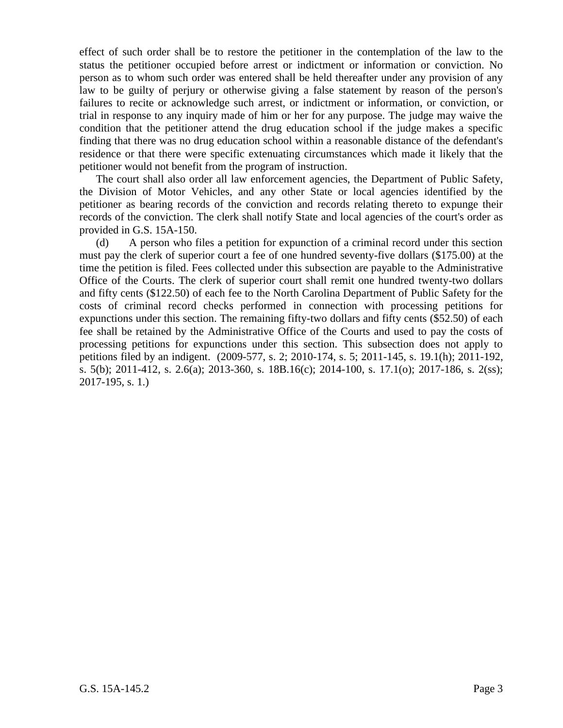effect of such order shall be to restore the petitioner in the contemplation of the law to the status the petitioner occupied before arrest or indictment or information or conviction. No person as to whom such order was entered shall be held thereafter under any provision of any law to be guilty of perjury or otherwise giving a false statement by reason of the person's failures to recite or acknowledge such arrest, or indictment or information, or conviction, or trial in response to any inquiry made of him or her for any purpose. The judge may waive the condition that the petitioner attend the drug education school if the judge makes a specific finding that there was no drug education school within a reasonable distance of the defendant's residence or that there were specific extenuating circumstances which made it likely that the petitioner would not benefit from the program of instruction.

The court shall also order all law enforcement agencies, the Department of Public Safety, the Division of Motor Vehicles, and any other State or local agencies identified by the petitioner as bearing records of the conviction and records relating thereto to expunge their records of the conviction. The clerk shall notify State and local agencies of the court's order as provided in G.S. 15A-150.

(d) A person who files a petition for expunction of a criminal record under this section must pay the clerk of superior court a fee of one hundred seventy-five dollars ($175.00) at the time the petition is filed. Fees collected under this subsection are payable to the Administrative Office of the Courts. The clerk of superior court shall remit one hundred twenty-two dollars and fifty cents ($122.50) of each fee to the North Carolina Department of Public Safety for the costs of criminal record checks performed in connection with processing petitions for expunctions under this section. The remaining fifty-two dollars and fifty cents ($52.50) of each fee shall be retained by the Administrative Office of the Courts and used to pay the costs of processing petitions for expunctions under this section. This subsection does not apply to petitions filed by an indigent. (2009-577, s. 2; 2010-174, s. 5; 2011-145, s. 19.1(h); 2011-192, s. 5(b); 2011-412, s. 2.6(a); 2013-360, s. 18B.16(c); 2014-100, s. 17.1(o); 2017-186, s. 2(ss); 2017-195, s. 1.)